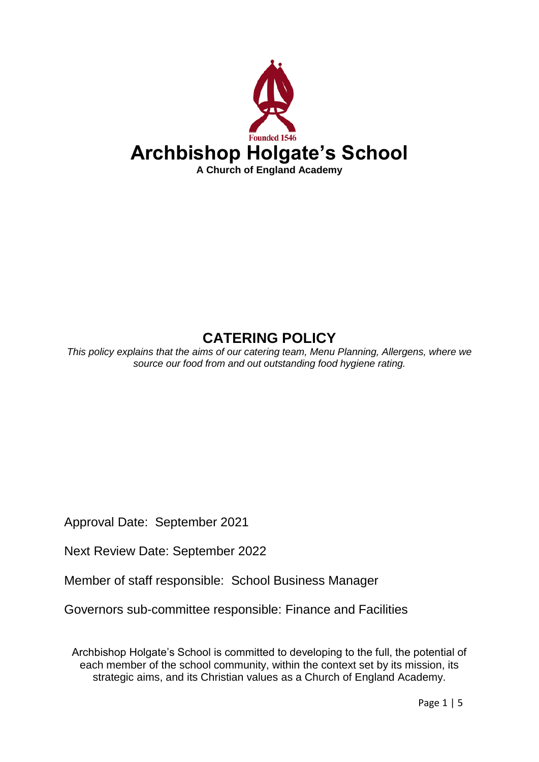Founded 1546

# Archbishop Holgate's School

**A Church of England Academy**

## CATERING POLICY

*This policy explains that the aims of our catering team, Menu Planning, Allergens, where we source our food from and out outstanding food hygiene rating.*

Approval Date: September 2021

Next Review Date: September 2022

Member of staff responsible: School Business Manager

Governors sub-committee responsible: Finance and Facilities

Archbishop Holgate's School is committed to developing to the full, the potential of each member of the school community, within the context set by its mission, its strategic aims, and its Christian values as a Church of England Academy.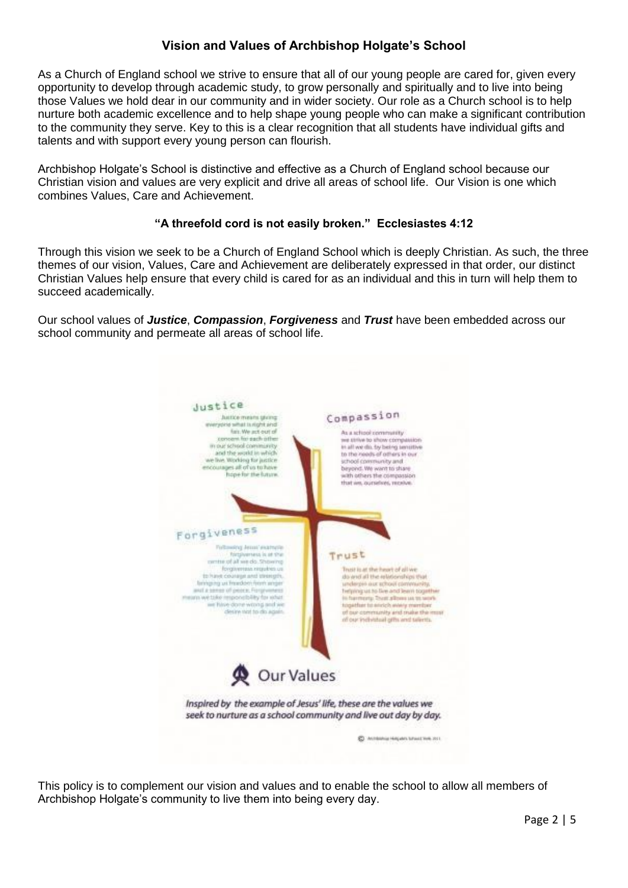## Vision and Values of Archbishop Holgate's School

As a Church of England school we strive to ensure that all of our young people are cared for, given every opportunity to develop through academic study, to grow personally and spiritually and to live into being those Values we hold dear in our community and in wider society. Our role as a Church school is to help nurture both academic excellence and to help shape young people who can make a significant contribution to the community they serve. Key to this is a clear recognition that all students have individual gifts and talents and with support every young person can flourish.

Archbishop Holgate's School is distinctive and effective as a Church of England school because our Christian vision and values are very explicit and drive all areas of school life. Our Vision is one which combines Values, Care and Achievement.

**"A threefold cord is not easily broken." Ecclesiastes 4:12**

Through this vision we seek to be a Church of England School which is deeply Christian. As such, the three themes of our vision, Values, Care and Achievement are deliberately expressed in that order, our distinct Christian Values help ensure that every child is cared for as an individual and this in turn will help them to succeed academically.

Our school values of ***Justice***, ***Compassion***, ***Forgiveness*** and ***Trust*** have been embedded across our school community and permeate all areas of school life.

**Justice**

Justice means giving everyone what is right and fair. We act out of concern for each other in our school community and the world in which we live. Working for justice encourages all of us to have hope for the future.

**Compassion**

As a school community we strive to show compassion in all we do, by being sensitive to the needs of others in our school community and beyond. We want to share with others the compassion that we, ourselves, receive.

**Forgiveness**

Following Jesus' example forgiveness is at the centre of all we do. Showing forgiveness requires us to have courage and strength, bringing us freedom from anger and a sense of peace. Forgiveness means we take responsibility for what we have done wrong and we desire not to do so again.

**Trust**

Trust is at the heart of all we do and all the relationships that underpin our school community, helping us to live and learn together in harmony. Trust allows us to work together to enrich every member of our community and make the most of our individual gifts and talents.

**Our Values**

*Inspired by the example of Jesus' life, these are the values we seek to nurture as a school community and live out day by day.*

© Archbishop Holgate's School York 2011

This policy is to complement our vision and values and to enable the school to allow all members of Archbishop Holgate's community to live them into being every day.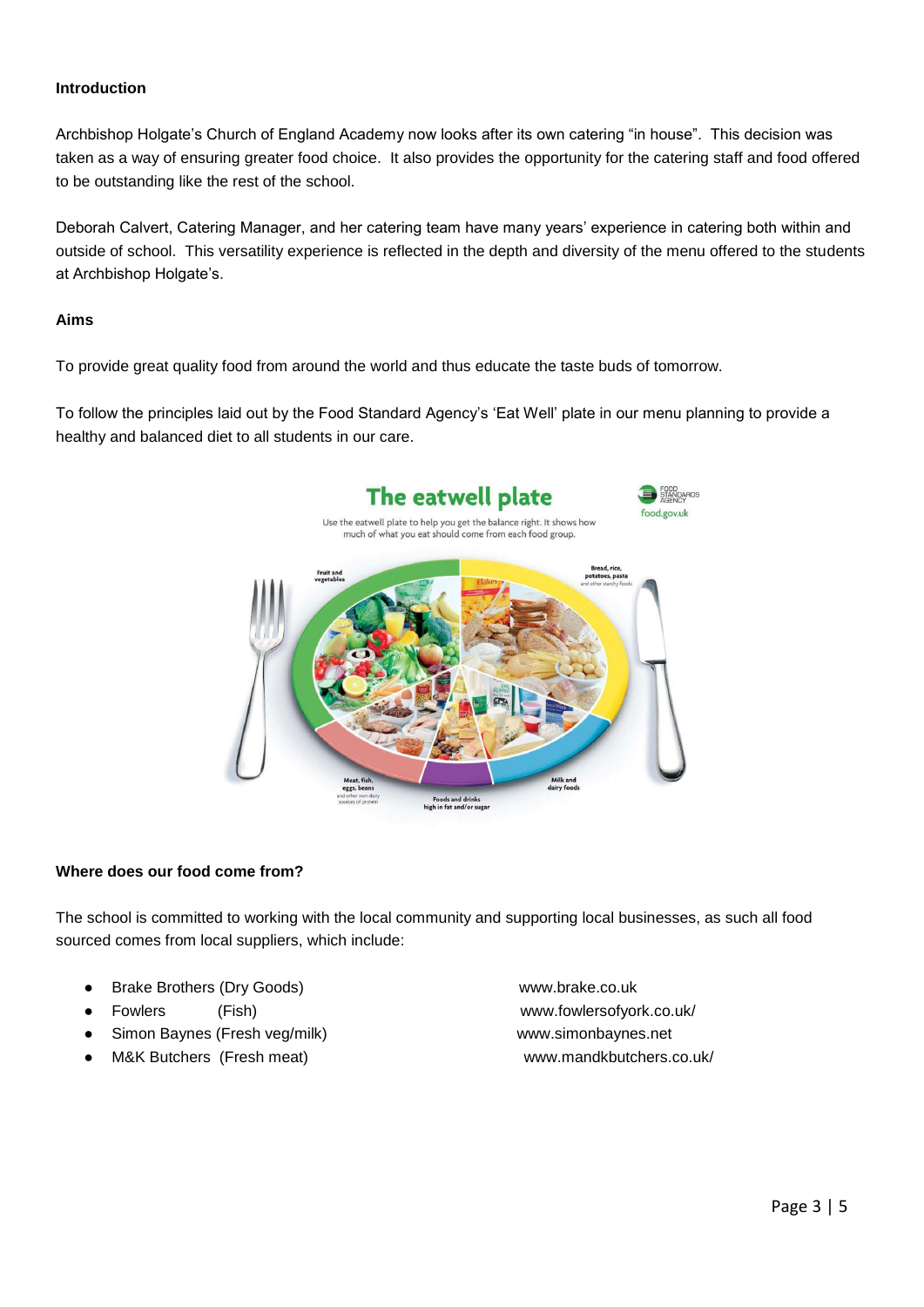**Introduction**

Archbishop Holgate's Church of England Academy now looks after its own catering "in house". This decision was taken as a way of ensuring greater food choice. It also provides the opportunity for the catering staff and food offered to be outstanding like the rest of the school.

Deborah Calvert, Catering Manager, and her catering team have many years' experience in catering both within and outside of school. This versatility experience is reflected in the depth and diversity of the menu offered to the students at Archbishop Holgate's.

**Aims**

To provide great quality food from around the world and thus educate the taste buds of tomorrow.

To follow the principles laid out by the Food Standard Agency's 'Eat Well' plate in our menu planning to provide a healthy and balanced diet to all students in our care.

**Where does our food come from?**

The school is committed to working with the local community and supporting local businesses, as such all food sourced comes from local suppliers, which include:

- Brake Brothers (Dry Goods) www.brake.co.uk
- Fowlers (Fish) www.fowlersofyork.co.uk/
- Simon Baynes (Fresh veg/milk) www.simonbaynes.net
- M&K Butchers (Fresh meat) www.mandkbutchers.co.uk/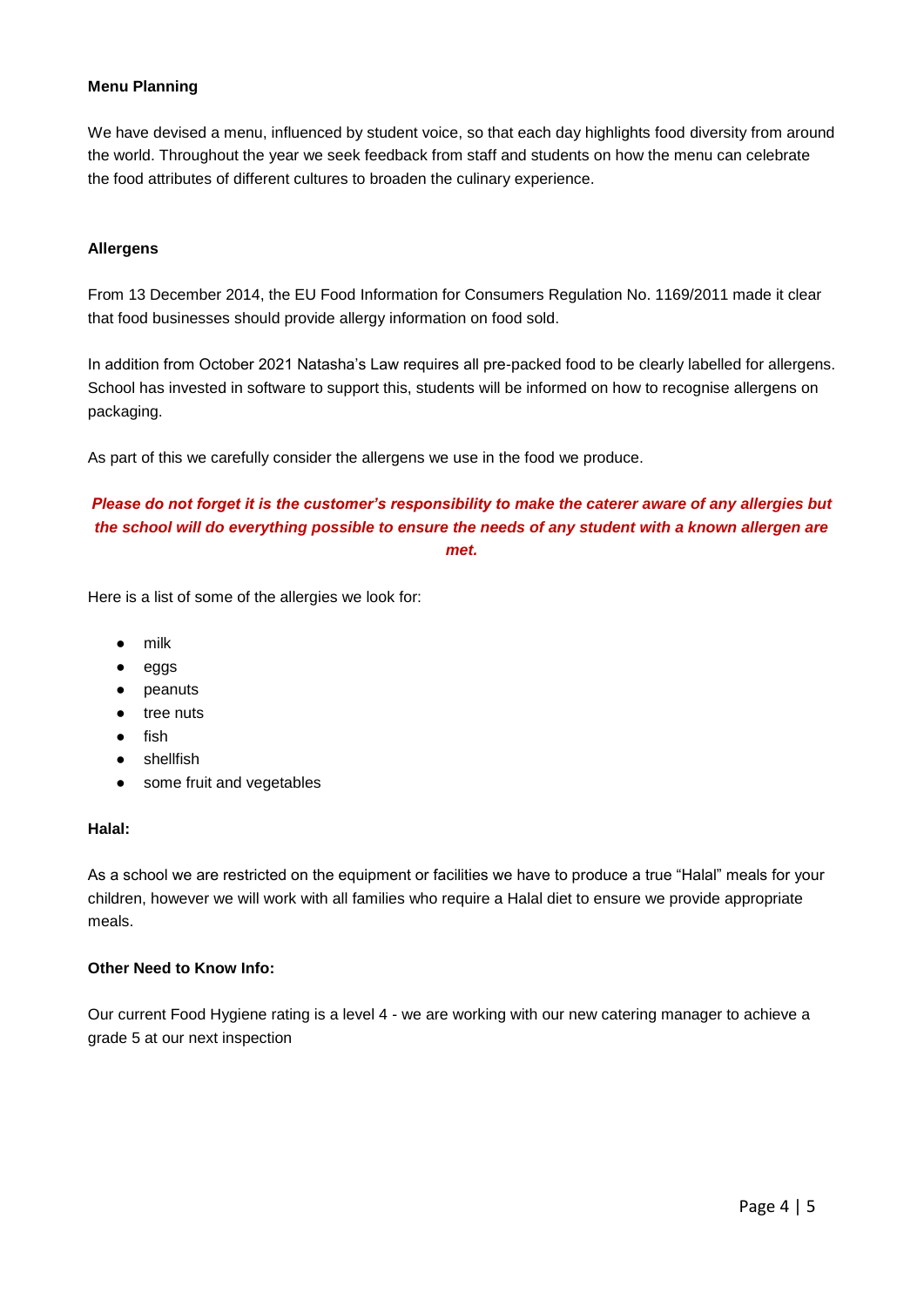**Menu Planning**

We have devised a menu, influenced by student voice, so that each day highlights food diversity from around the world. Throughout the year we seek feedback from staff and students on how the menu can celebrate the food attributes of different cultures to broaden the culinary experience.

**Allergens**

From 13 December 2014, the EU Food Information for Consumers Regulation No. 1169/2011 made it clear that food businesses should provide allergy information on food sold.

In addition from October 2021 Natasha's Law requires all pre-packed food to be clearly labelled for allergens. School has invested in software to support this, students will be informed on how to recognise allergens on packaging.

As part of this we carefully consider the allergens we use in the food we produce.

***Please do not forget it is the customer's responsibility to make the caterer aware of any allergies but the school will do everything possible to ensure the needs of any student with a known allergen are met.***

Here is a list of some of the allergies we look for:

- milk
- eggs
- peanuts
- tree nuts
- fish
- shellfish
- some fruit and vegetables

**Halal:**

As a school we are restricted on the equipment or facilities we have to produce a true "Halal" meals for your children, however we will work with all families who require a Halal diet to ensure we provide appropriate meals.

**Other Need to Know Info:**

Our current Food Hygiene rating is a level 4 - we are working with our new catering manager to achieve a grade 5 at our next inspection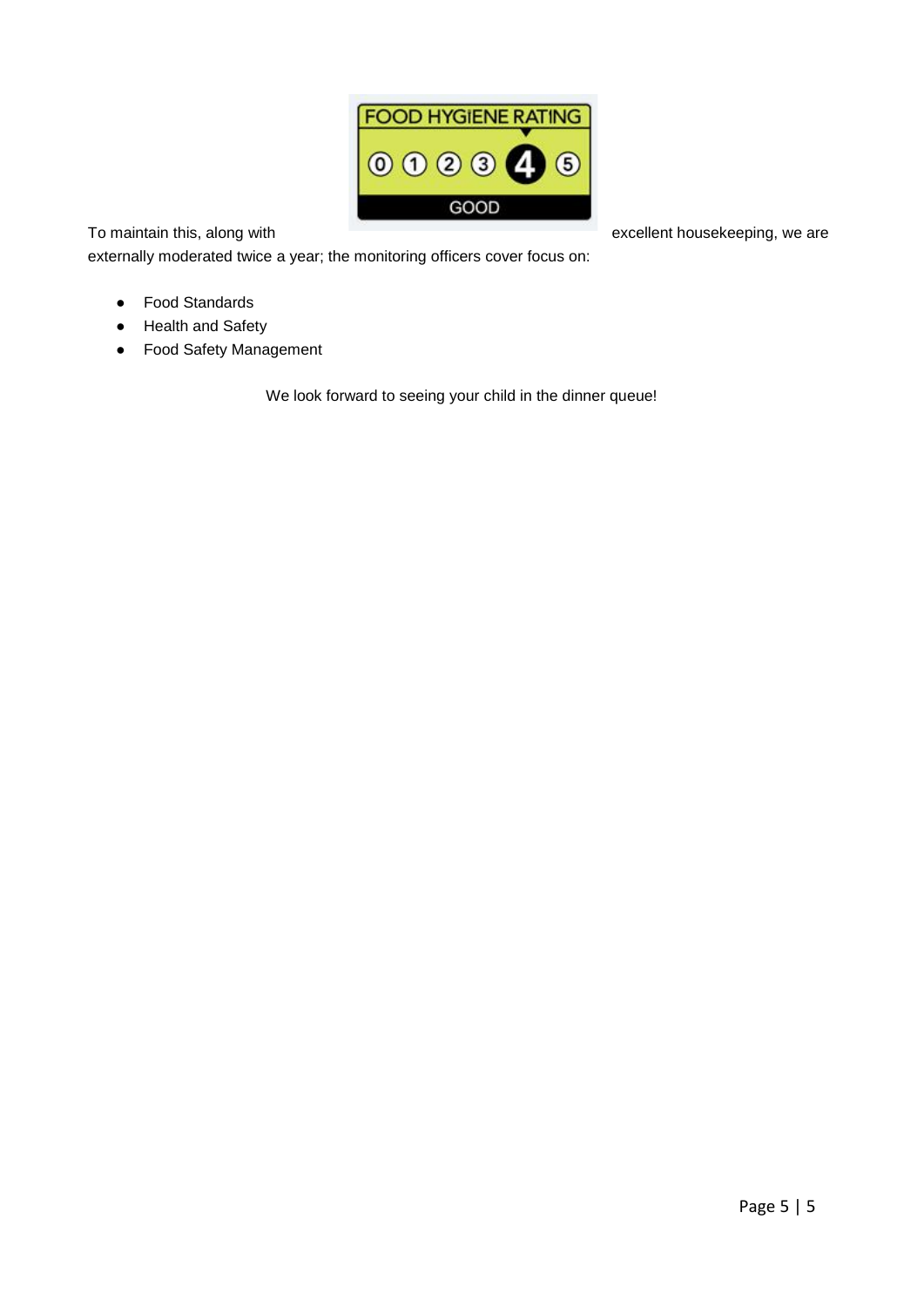To maintain this, along with excellent housekeeping, we are externally moderated twice a year; the monitoring officers cover focus on:

- Food Standards
- Health and Safety
- Food Safety Management

We look forward to seeing your child in the dinner queue!